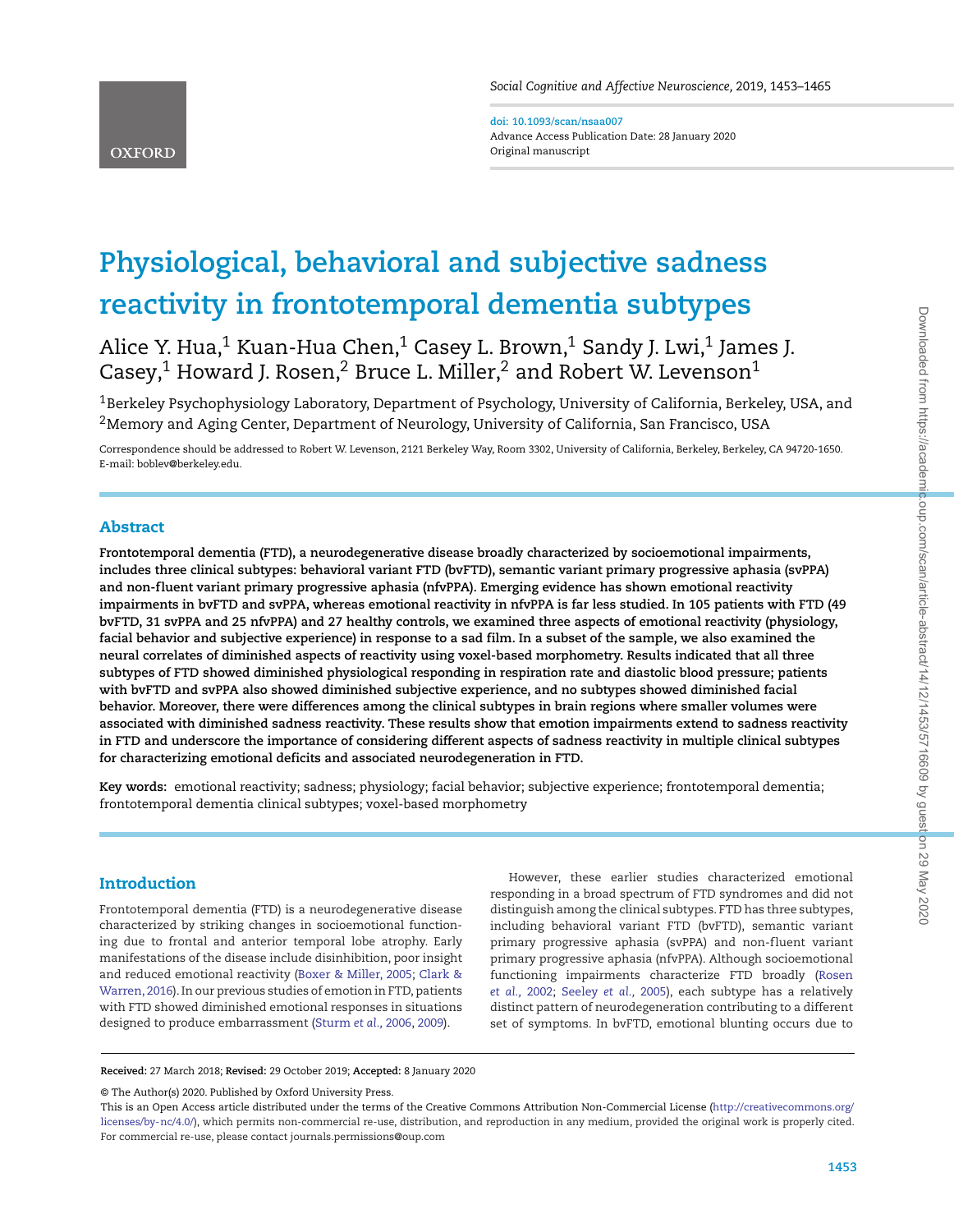doi: 10.1093/scan/nsaa007
Advance Access Publication Date: 28 January 2020
Original manuscript

# Physiological, behavioral and subjective sadness reactivity in frontotemporal dementia subtypes

Alice Y. Hua,[1] Kuan-Hua Chen,[1] Casey L. Brown,[1] Sandy J. Lwi,[1] James J. Casey,[1] Howard J. Rosen,[2] Bruce L. Miller,[2] and Robert W. Levenson[1]

[1]Berkeley Psychophysiology Laboratory, Department of Psychology, University of California, Berkeley, USA, and [2]Memory and Aging Center, Department of Neurology, University of California, San Francisco, USA

Correspondence should be addressed to Robert W. Levenson, 2121 Berkeley Way, Room 3302, University of California, Berkeley, Berkeley, CA 94720-1650. E-mail: boblev@berkeley.edu.

## Abstract

**Frontotemporal dementia (FTD), a neurodegenerative disease broadly characterized by socioemotional impairments, includes three clinical subtypes: behavioral variant FTD (bvFTD), semantic variant primary progressive aphasia (svPPA) and non-fluent variant primary progressive aphasia (nfvPPA). Emerging evidence has shown emotional reactivity impairments in bvFTD and svPPA, whereas emotional reactivity in nfvPPA is far less studied. In 105 patients with FTD (49 bvFTD, 31 svPPA and 25 nfvPPA) and 27 healthy controls, we examined three aspects of emotional reactivity (physiology, facial behavior and subjective experience) in response to a sad film. In a subset of the sample, we also examined the neural correlates of diminished aspects of reactivity using voxel-based morphometry. Results indicated that all three subtypes of FTD showed diminished physiological responding in respiration rate and diastolic blood pressure; patients with bvFTD and svPPA also showed diminished subjective experience, and no subtypes showed diminished facial behavior. Moreover, there were differences among the clinical subtypes in brain regions where smaller volumes were associated with diminished sadness reactivity. These results show that emotion impairments extend to sadness reactivity in FTD and underscore the importance of considering different aspects of sadness reactivity in multiple clinical subtypes for characterizing emotional deficits and associated neurodegeneration in FTD.**

**Key words:** emotional reactivity; sadness; physiology; facial behavior; subjective experience; frontotemporal dementia; frontotemporal dementia clinical subtypes; voxel-based morphometry

## Introduction

Frontotemporal dementia (FTD) is a neurodegenerative disease characterized by striking changes in socioemotional functioning due to frontal and anterior temporal lobe atrophy. Early manifestations of the disease include disinhibition, poor insight and reduced emotional reactivity (Boxer & Miller, 2005; Clark & Warren, 2016). In our previous studies of emotion in FTD, patients with FTD showed diminished emotional responses in situations designed to produce embarrassment (Sturm *et al.*, 2006, 2009).

However, these earlier studies characterized emotional responding in a broad spectrum of FTD syndromes and did not distinguish among the clinical subtypes. FTD has three subtypes, including behavioral variant FTD (bvFTD), semantic variant primary progressive aphasia (svPPA) and non-fluent variant primary progressive aphasia (nfvPPA). Although socioemotional functioning impairments characterize FTD broadly (Rosen *et al.*, 2002; Seeley *et al.*, 2005), each subtype has a relatively distinct pattern of neurodegeneration contributing to a different set of symptoms. In bvFTD, emotional blunting occurs due to

**Received:** 27 March 2018; **Revised:** 29 October 2019; **Accepted:** 8 January 2020

© The Author(s) 2020. Published by Oxford University Press.
This is an Open Access article distributed under the terms of the Creative Commons Attribution Non-Commercial License (http://creativecommons.org/licenses/by-nc/4.0/), which permits non-commercial re-use, distribution, and reproduction in any medium, provided the original work is properly cited. For commercial re-use, please contact journals.permissions@oup.com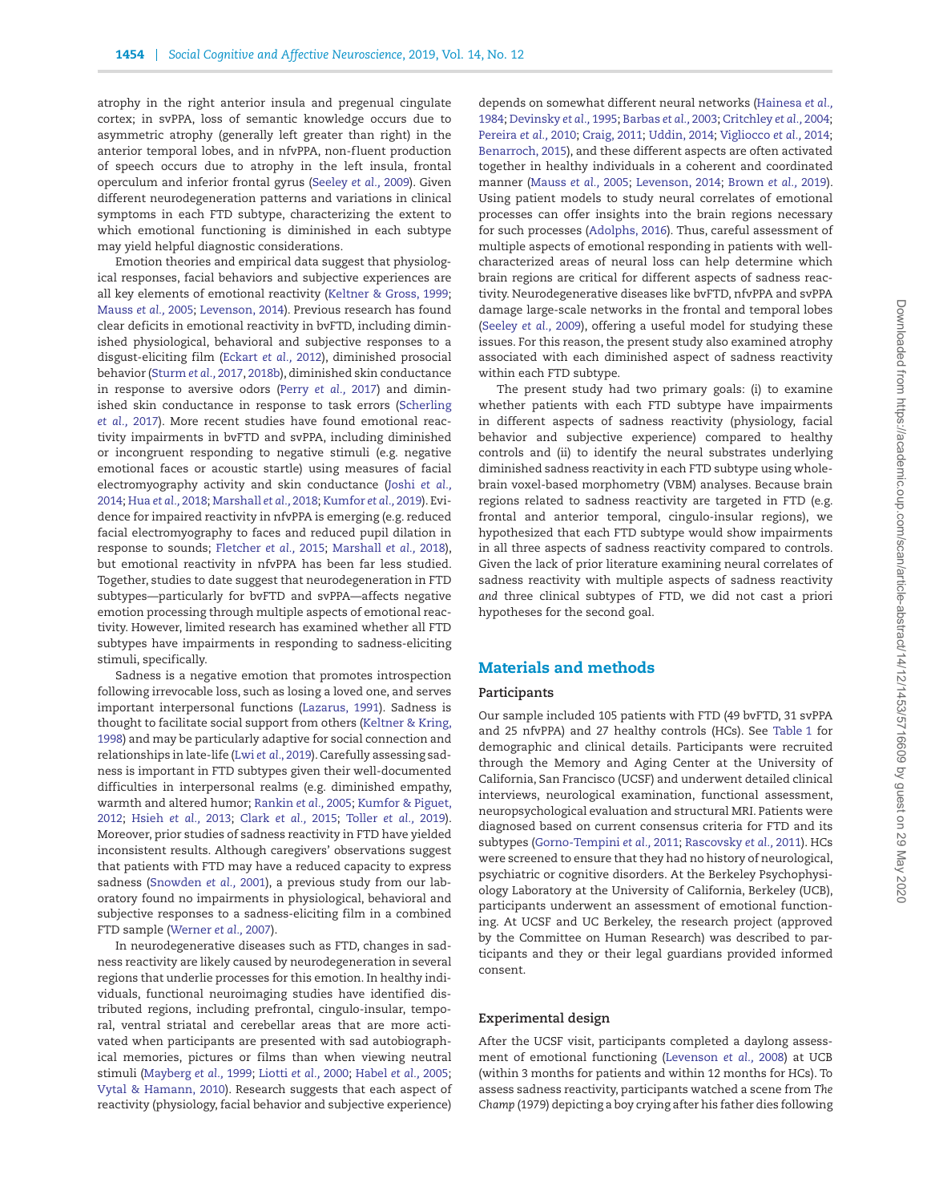atrophy in the right anterior insula and pregenual cingulate cortex; in svPPA, loss of semantic knowledge occurs due to asymmetric atrophy (generally left greater than right) in the anterior temporal lobes, and in nfvPPA, non-fluent production of speech occurs due to atrophy in the left insula, frontal operculum and inferior frontal gyrus (Seeley *et al.*, 2009). Given different neurodegeneration patterns and variations in clinical symptoms in each FTD subtype, characterizing the extent to which emotional functioning is diminished in each subtype may yield helpful diagnostic considerations.

Emotion theories and empirical data suggest that physiological responses, facial behaviors and subjective experiences are all key elements of emotional reactivity (Keltner & Gross, 1999; Mauss *et al.*, 2005; Levenson, 2014). Previous research has found clear deficits in emotional reactivity in bvFTD, including diminished physiological, behavioral and subjective responses to a disgust-eliciting film (Eckart *et al.*, 2012), diminished prosocial behavior (Sturm *et al.*, 2017, 2018b), diminished skin conductance in response to aversive odors (Perry *et al.*, 2017) and diminished skin conductance in response to task errors (Scherling *et al.*, 2017). More recent studies have found emotional reactivity impairments in bvFTD and svPPA, including diminished or incongruent responding to negative stimuli (e.g. negative emotional faces or acoustic startle) using measures of facial electromyography activity and skin conductance (Joshi *et al.*, 2014; Hua *et al.*, 2018; Marshall *et al.*, 2018; Kumfor *et al.*, 2019). Evidence for impaired reactivity in nfvPPA is emerging (e.g. reduced facial electromyography to faces and reduced pupil dilation in response to sounds; Fletcher *et al.*, 2015; Marshall *et al.*, 2018), but emotional reactivity in nfvPPA has been far less studied. Together, studies to date suggest that neurodegeneration in FTD subtypes—particularly for bvFTD and svPPA—affects negative emotion processing through multiple aspects of emotional reactivity. However, limited research has examined whether all FTD subtypes have impairments in responding to sadness-eliciting stimuli, specifically.

Sadness is a negative emotion that promotes introspection following irrevocable loss, such as losing a loved one, and serves important interpersonal functions (Lazarus, 1991). Sadness is thought to facilitate social support from others (Keltner & Kring, 1998) and may be particularly adaptive for social connection and relationships in late-life (Lwi *et al.*, 2019). Carefully assessing sadness is important in FTD subtypes given their well-documented difficulties in interpersonal realms (e.g. diminished empathy, warmth and altered humor; Rankin *et al.*, 2005; Kumfor & Piguet, 2012; Hsieh *et al.*, 2013; Clark *et al.*, 2015; Toller *et al.*, 2019). Moreover, prior studies of sadness reactivity in FTD have yielded inconsistent results. Although caregivers' observations suggest that patients with FTD may have a reduced capacity to express sadness (Snowden *et al.*, 2001), a previous study from our laboratory found no impairments in physiological, behavioral and subjective responses to a sadness-eliciting film in a combined FTD sample (Werner *et al.*, 2007).

In neurodegenerative diseases such as FTD, changes in sadness reactivity are likely caused by neurodegeneration in several regions that underlie processes for this emotion. In healthy individuals, functional neuroimaging studies have identified distributed regions, including prefrontal, cingulo-insular, temporal, ventral striatal and cerebellar areas that are more activated when participants are presented with sad autobiographical memories, pictures or films than when viewing neutral stimuli (Mayberg *et al.*, 1999; Liotti *et al.*, 2000; Habel *et al.*, 2005; Vytal & Hamann, 2010). Research suggests that each aspect of reactivity (physiology, facial behavior and subjective experience) depends on somewhat different neural networks (Hainesa *et al.*, 1984; Devinsky *et al.*, 1995; Barbas *et al.*, 2003; Critchley *et al.*, 2004; Pereira *et al.*, 2010; Craig, 2011; Uddin, 2014; Vigliocco *et al.*, 2014; Benarroch, 2015), and these different aspects are often activated together in healthy individuals in a coherent and coordinated manner (Mauss *et al.*, 2005; Levenson, 2014; Brown *et al.*, 2019). Using patient models to study neural correlates of emotional processes can offer insights into the brain regions necessary for such processes (Adolphs, 2016). Thus, careful assessment of multiple aspects of emotional responding in patients with well-characterized areas of neural loss can help determine which brain regions are critical for different aspects of sadness reactivity. Neurodegenerative diseases like bvFTD, nfvPPA and svPPA damage large-scale networks in the frontal and temporal lobes (Seeley *et al.*, 2009), offering a useful model for studying these issues. For this reason, the present study also examined atrophy associated with each diminished aspect of sadness reactivity within each FTD subtype.

The present study had two primary goals: (i) to examine whether patients with each FTD subtype have impairments in different aspects of sadness reactivity (physiology, facial behavior and subjective experience) compared to healthy controls and (ii) to identify the neural substrates underlying diminished sadness reactivity in each FTD subtype using whole-brain voxel-based morphometry (VBM) analyses. Because brain regions related to sadness reactivity are targeted in FTD (e.g. frontal and anterior temporal, cingulo-insular regions), we hypothesized that each FTD subtype would show impairments in all three aspects of sadness reactivity compared to controls. Given the lack of prior literature examining neural correlates of sadness reactivity with multiple aspects of sadness reactivity *and* three clinical subtypes of FTD, we did not cast a priori hypotheses for the second goal.

## Materials and methods

### Participants

Our sample included 105 patients with FTD (49 bvFTD, 31 svPPA and 25 nfvPPA) and 27 healthy controls (HCs). See Table 1 for demographic and clinical details. Patients were recruited through the Memory and Aging Center at the University of California, San Francisco (UCSF) and underwent detailed clinical interviews, neurological examination, functional assessment, neuropsychological evaluation and structural MRI. Patients were diagnosed based on current consensus criteria for FTD and its subtypes (Gorno-Tempini *et al.*, 2011; Rascovsky *et al.*, 2011). HCs were screened to ensure that they had no history of neurological, psychiatric or cognitive disorders. At the Berkeley Psychophysiology Laboratory at the University of California, Berkeley (UCB), participants underwent an assessment of emotional functioning. At UCSF and UC Berkeley, the research project (approved by the Committee on Human Research) was described to participants and they or their legal guardians provided informed consent.

### Experimental design

After the UCSF visit, participants completed a daylong assessment of emotional functioning (Levenson *et al.*, 2008) at UCB (within 3 months for patients and within 12 months for HCs). To assess sadness reactivity, participants watched a scene from *The Champ* (1979) depicting a boy crying after his father dies following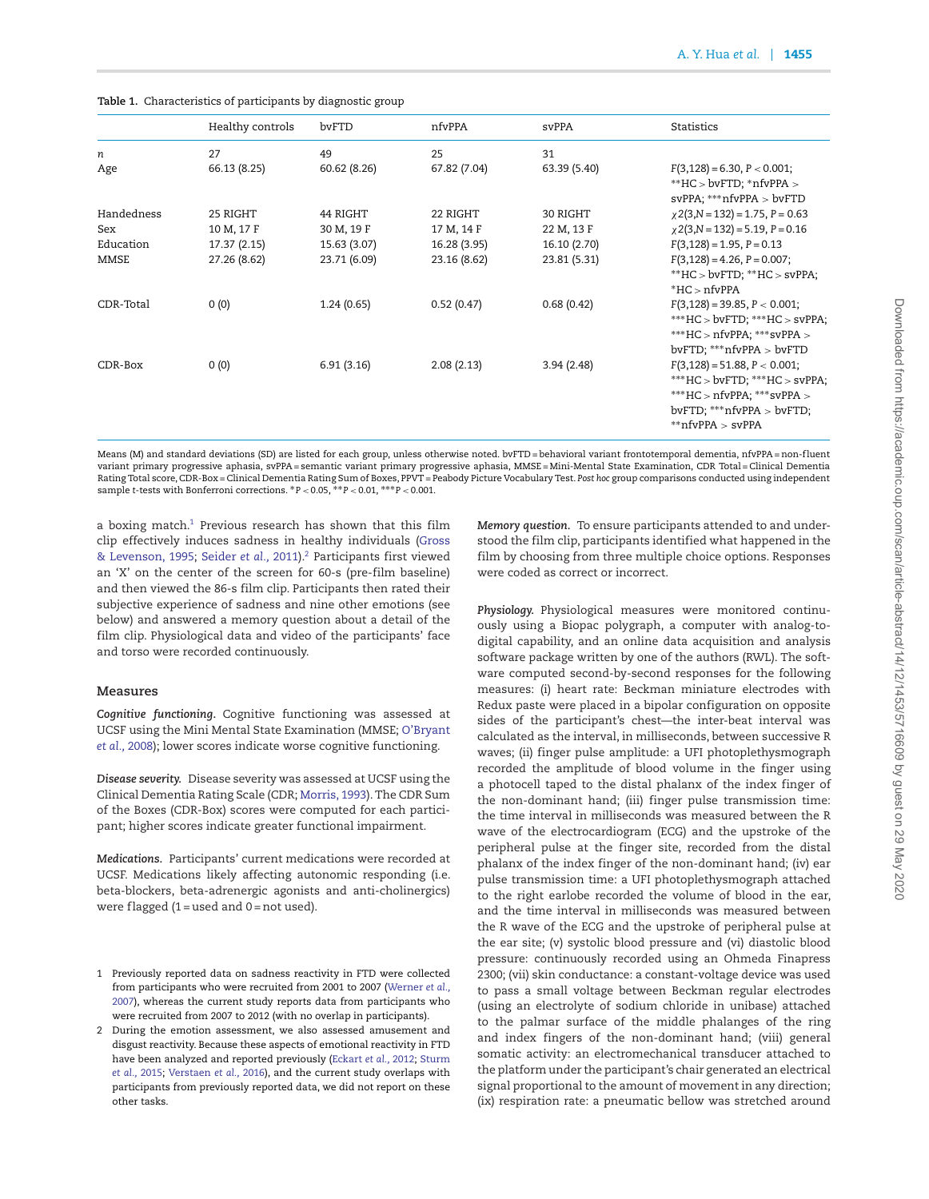**Table 1.** Characteristics of participants by diagnostic group

| | Healthy controls | bvFTD | nfvPPA | svPPA | Statistics |
|---|---|---|---|---|---|
| $n$ | 27 | 49 | 25 | 31 | |
| Age | 66.13 (8.25) | 60.62 (8.26) | 67.82 (7.04) | 63.39 (5.40) | $F(3,128) = 6.30$, $P < 0.001$; **HC > bvFTD; *nfvPPA > svPPA; ***nfvPPA > bvFTD |
| Handedness | 25 RIGHT | 44 RIGHT | 22 RIGHT | 30 RIGHT | $\chi 2(3,N = 132) = 1.75$, $P = 0.63$ |
| Sex | 10 M, 17 F | 30 M, 19 F | 17 M, 14 F | 22 M, 13 F | $\chi 2(3,N = 132) = 5.19$, $P = 0.16$ |
| Education | 17.37 (2.15) | 15.63 (3.07) | 16.28 (3.95) | 16.10 (2.70) | $F(3,128) = 1.95$, $P = 0.13$ |
| MMSE | 27.26 (8.62) | 23.71 (6.09) | 23.16 (8.62) | 23.81 (5.31) | $F(3,128) = 4.26$, $P = 0.007$; **HC > bvFTD; **HC > svPPA; *HC > nfvPPA |
| CDR-Total | 0 (0) | 1.24 (0.65) | 0.52 (0.47) | 0.68 (0.42) | $F(3,128) = 39.85$, $P < 0.001$; ***HC > bvFTD; ***HC > svPPA; ***HC > nfvPPA; ***svPPA > bvFTD; ***nfvPPA > bvFTD |
| CDR-Box | 0 (0) | 6.91 (3.16) | 2.08 (2.13) | 3.94 (2.48) | $F(3,128) = 51.88$, $P < 0.001$; ***HC > bvFTD; ***HC > svPPA; ***HC > nfvPPA; ***svPPA > bvFTD; ***nfvPPA > bvFTD; **nfvPPA > svPPA |

Means (M) and standard deviations (SD) are listed for each group, unless otherwise noted. bvFTD = behavioral variant frontotemporal dementia, nfvPPA = non-fluent variant primary progressive aphasia, svPPA = semantic variant primary progressive aphasia, MMSE = Mini-Mental State Examination, CDR Total = Clinical Dementia Rating Total score, CDR-Box = Clinical Dementia Rating Sum of Boxes, PPVT = Peabody Picture Vocabulary Test. *Post hoc* group comparisons conducted using independent sample $t$-tests with Bonferroni corrections. *$P < 0.05$, **$P < 0.01$, ***$P < 0.001$.

a boxing match.[1] Previous research has shown that this film clip effectively induces sadness in healthy individuals (Gross & Levenson, 1995; Seider *et al.*, 2011).[2] Participants first viewed an 'X' on the center of the screen for 60-s (pre-film baseline) and then viewed the 86-s film clip. Participants then rated their subjective experience of sadness and nine other emotions (see below) and answered a memory question about a detail of the film clip. Physiological data and video of the participants' face and torso were recorded continuously.

## Measures

***Cognitive functioning.*** Cognitive functioning was assessed at UCSF using the Mini Mental State Examination (MMSE; O'Bryant *et al.*, 2008); lower scores indicate worse cognitive functioning.

***Disease severity.*** Disease severity was assessed at UCSF using the Clinical Dementia Rating Scale (CDR; Morris, 1993). The CDR Sum of the Boxes (CDR-Box) scores were computed for each participant; higher scores indicate greater functional impairment.

***Medications.*** Participants' current medications were recorded at UCSF. Medications likely affecting autonomic responding (i.e. beta-blockers, beta-adrenergic agonists and anti-cholinergics) were flagged (1 = used and 0 = not used).

1 Previously reported data on sadness reactivity in FTD were collected from participants who were recruited from 2001 to 2007 (Werner *et al.*, 2007), whereas the current study reports data from participants who were recruited from 2007 to 2012 (with no overlap in participants).

2 During the emotion assessment, we also assessed amusement and disgust reactivity. Because these aspects of emotional reactivity in FTD have been analyzed and reported previously (Eckart *et al.*, 2012; Sturm *et al.*, 2015; Verstaen *et al.*, 2016), and the current study overlaps with participants from previously reported data, we did not report on these other tasks.

***Memory question.*** To ensure participants attended to and understood the film clip, participants identified what happened in the film by choosing from three multiple choice options. Responses were coded as correct or incorrect.

***Physiology.*** Physiological measures were monitored continuously using a Biopac polygraph, a computer with analog-to-digital capability, and an online data acquisition and analysis software package written by one of the authors (RWL). The software computed second-by-second responses for the following measures: (i) heart rate: Beckman miniature electrodes with Redux paste were placed in a bipolar configuration on opposite sides of the participant's chest—the inter-beat interval was calculated as the interval, in milliseconds, between successive R waves; (ii) finger pulse amplitude: a UFI photoplethysmograph recorded the amplitude of blood volume in the finger using a photocell taped to the distal phalanx of the index finger of the non-dominant hand; (iii) finger pulse transmission time: the time interval in milliseconds was measured between the R wave of the electrocardiogram (ECG) and the upstroke of the peripheral pulse at the finger site, recorded from the distal phalanx of the index finger of the non-dominant hand; (iv) ear pulse transmission time: a UFI photoplethysmograph attached to the right earlobe recorded the volume of blood in the ear, and the time interval in milliseconds was measured between the R wave of the ECG and the upstroke of peripheral pulse at the ear site; (v) systolic blood pressure and (vi) diastolic blood pressure: continuously recorded using an Ohmeda Finapress 2300; (vii) skin conductance: a constant-voltage device was used to pass a small voltage between Beckman regular electrodes (using an electrolyte of sodium chloride in unibase) attached to the palmar surface of the middle phalanges of the ring and index fingers of the non-dominant hand; (viii) general somatic activity: an electromechanical transducer attached to the platform under the participant's chair generated an electrical signal proportional to the amount of movement in any direction; (ix) respiration rate: a pneumatic bellow was stretched around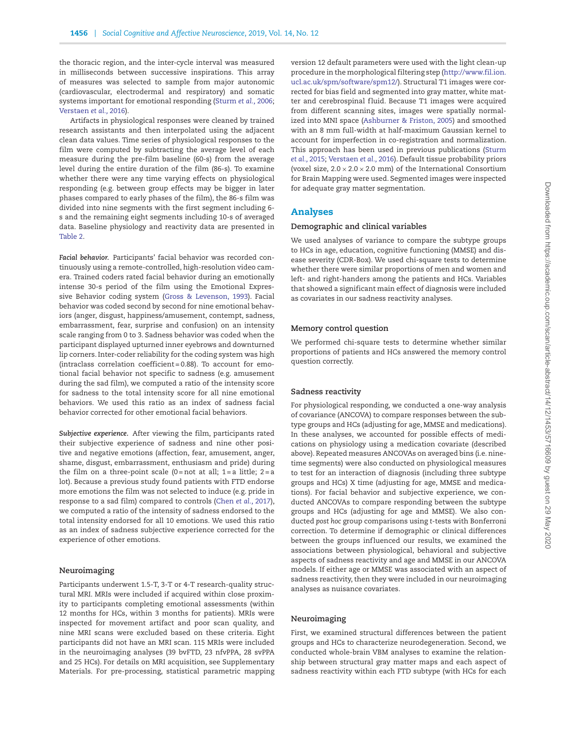the thoracic region, and the inter-cycle interval was measured in milliseconds between successive inspirations. This array of measures was selected to sample from major autonomic (cardiovascular, electrodermal and respiratory) and somatic systems important for emotional responding (Sturm *et al.*, 2006; Verstaen *et al.*, 2016).

Artifacts in physiological responses were cleaned by trained research assistants and then interpolated using the adjacent clean data values. Time series of physiological responses to the film were computed by subtracting the average level of each measure during the pre-film baseline (60-s) from the average level during the entire duration of the film (86-s). To examine whether there were any time varying effects on physiological responding (e.g. between group effects may be bigger in later phases compared to early phases of the film), the 86-s film was divided into nine segments with the first segment including 6-s and the remaining eight segments including 10-s of averaged data. Baseline physiology and reactivity data are presented in Table 2.

***Facial behavior.*** Participants' facial behavior was recorded continuously using a remote-controlled, high-resolution video camera. Trained coders rated facial behavior during an emotionally intense 30-s period of the film using the Emotional Expressive Behavior coding system (Gross & Levenson, 1993). Facial behavior was coded second by second for nine emotional behaviors (anger, disgust, happiness/amusement, contempt, sadness, embarrassment, fear, surprise and confusion) on an intensity scale ranging from 0 to 3. Sadness behavior was coded when the participant displayed upturned inner eyebrows and downturned lip corners. Inter-coder reliability for the coding system was high (intraclass correlation coefficient = 0.88). To account for emotional facial behavior not specific to sadness (e.g. amusement during the sad film), we computed a ratio of the intensity score for sadness to the total intensity score for all nine emotional behaviors. We used this ratio as an index of sadness facial behavior corrected for other emotional facial behaviors.

***Subjective experience.*** After viewing the film, participants rated their subjective experience of sadness and nine other positive and negative emotions (affection, fear, amusement, anger, shame, disgust, embarrassment, enthusiasm and pride) during the film on a three-point scale (0 = not at all; 1 = a little; 2 = a lot). Because a previous study found patients with FTD endorse more emotions the film was not selected to induce (e.g. pride in response to a sad film) compared to controls (Chen *et al.*, 2017), we computed a ratio of the intensity of sadness endorsed to the total intensity endorsed for all 10 emotions. We used this ratio as an index of sadness subjective experience corrected for the experience of other emotions.

### Neuroimaging

Participants underwent 1.5-T, 3-T or 4-T research-quality structural MRI. MRIs were included if acquired within close proximity to participants completing emotional assessments (within 12 months for HCs, within 3 months for patients). MRIs were inspected for movement artifact and poor scan quality, and nine MRI scans were excluded based on these criteria. Eight participants did not have an MRI scan. 115 MRIs were included in the neuroimaging analyses (39 bvFTD, 23 nfvPPA, 28 svPPA and 25 HCs). For details on MRI acquisition, see Supplementary Materials. For pre-processing, statistical parametric mapping version 12 default parameters were used with the light clean-up procedure in the morphological filtering step (http://www.fil.ion.ucl.ac.uk/spm/software/spm12/). Structural T1 images were corrected for bias field and segmented into gray matter, white matter and cerebrospinal fluid. Because T1 images were acquired from different scanning sites, images were spatially normalized into MNI space (Ashburner & Friston, 2005) and smoothed with an 8 mm full-width at half-maximum Gaussian kernel to account for imperfection in co-registration and normalization. This approach has been used in previous publications (Sturm *et al.*, 2015; Verstaen *et al.*, 2016). Default tissue probability priors (voxel size, $2.0 \times 2.0 \times 2.0$ mm) of the International Consortium for Brain Mapping were used. Segmented images were inspected for adequate gray matter segmentation.

## Analyses

### Demographic and clinical variables

We used analyses of variance to compare the subtype groups to HCs in age, education, cognitive functioning (MMSE) and disease severity (CDR-Box). We used chi-square tests to determine whether there were similar proportions of men and women and left- and right-handers among the patients and HCs. Variables that showed a significant main effect of diagnosis were included as covariates in our sadness reactivity analyses.

### Memory control question

We performed chi-square tests to determine whether similar proportions of patients and HCs answered the memory control question correctly.

### Sadness reactivity

For physiological responding, we conducted a one-way analysis of covariance (ANCOVA) to compare responses between the subtype groups and HCs (adjusting for age, MMSE and medications). In these analyses, we accounted for possible effects of medications on physiology using a medication covariate (described above). Repeated measures ANCOVAs on averaged bins (i.e. nine-time segments) were also conducted on physiological measures to test for an interaction of diagnosis (including three subtype groups and HCs) X time (adjusting for age, MMSE and medications). For facial behavior and subjective experience, we conducted ANCOVAs to compare responding between the subtype groups and HCs (adjusting for age and MMSE). We also conducted *post hoc* group comparisons using *t*-tests with Bonferroni correction. To determine if demographic or clinical differences between the groups influenced our results, we examined the associations between physiological, behavioral and subjective aspects of sadness reactivity and age and MMSE in our ANCOVA models. If either age or MMSE was associated with an aspect of sadness reactivity, then they were included in our neuroimaging analyses as nuisance covariates.

### Neuroimaging

First, we examined structural differences between the patient groups and HCs to characterize neurodegeneration. Second, we conducted whole-brain VBM analyses to examine the relationship between structural gray matter maps and each aspect of sadness reactivity within each FTD subtype (with HCs for each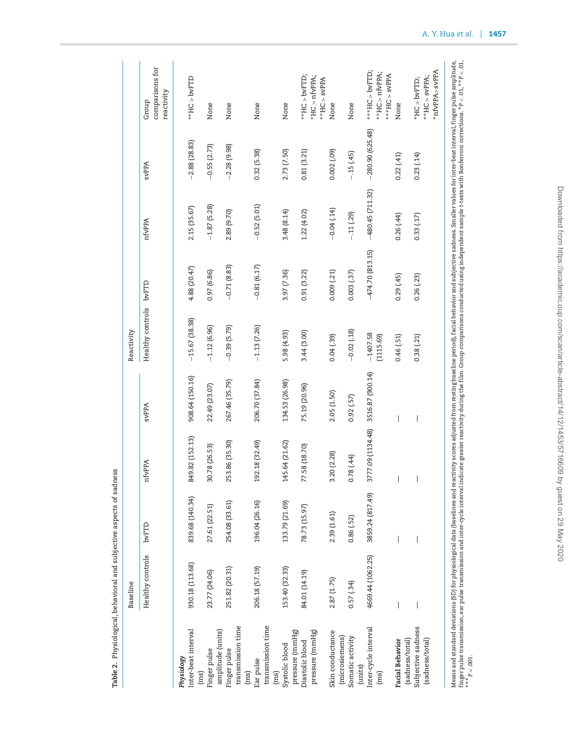**Table 2.** Physiological, behavioral and subjective aspects of sadness

| | Baseline | | | | Reactivity | | | | |
|---|---|---|---|---|---|---|---|---|---|
| | Healthy controls | bvFTD | nfvPPA | svPPA | Healthy controls | bvFTD | nfvPPA | svPPA | Group comparisons for reactivity |
| ***Physiology*** | | | | | | | | | |
| Inter-beat interval (ms) | 930.18 (113.68) | 839.68 (140.34) | 849.82 (152.13) | 908.64 (150.16) | −15.67 (38.38) | 4.88 (20.47) | 2.15 (35.67) | −2.88 (28.83) | **HC > bvFTD |
| Finger pulse amplitude (units) | 23.77 (24.06) | 27.61 (22.51) | 30.78 (26.53) | 22.49 (23.07) | −1.12 (6.96) | 0.97 (6.86) | −1.87 (5.28) | −0.55 (2.73) | None |
| Finger pulse transmission time (ms) | 251.82 (20.31) | 254.08 (33.61) | 253.86 (35.30) | 267.46 (35.79) | −0.39 (5.79) | −0.71 (8.83) | 2.89 (9.70) | −2.28 (9.98) | None |
| Ear pulse transmission time (ms) | 206.18 (57.19) | 196.04 (26.16) | 192.18 (32.49) | 206.70 (37.84) | −1.13 (7.26) | −0.81 (6.17) | −0.52 (5.01) | 0.32 (5.38) | None |
| Systolic blood pressure (mmHg) | 153.40 (32.33) | 133.79 (21.69) | 145.64 (21.62) | 134.53 (26.98) | 5.98 (4.93) | 3.97 (7.36) | 3.48 (8.14) | 2.73 (7.50) | None |
| Diastolic blood pressure (mmHg) | 84.01 (14.19) | 78.73 (15.97) | 77.58 (18.70) | 75.19 (20.96) | 3.44 (3.00) | 0.91 (3.22) | 1.22 (4.02) | 0.81 (3.21) | **HC > bvFTD; *HC > nfvPPA; **HC > svPPA |
| Skin conductance (microsiemens) | 2.87 (1.75) | 2.39 (1.61) | 3.20 (2.28) | 2.05 (1.50) | 0.04 (.39) | 0.009 (.21) | −0.04 (.14) | 0.002 (.09) | None |
| Somatic activity (units) | 0.57 (.34) | 0.86 (.52) | 0.78 (.44) | 0.92 (.57) | −0.02 (.18) | 0.003 (.37) | −.11 (.29) | −.15 (.45) | None |
| Inter-cycle interval (ms) | 4669.44 (1062.25) | 3859.24 (817.49) | 3777.09 (1134.48) | 3516.87 (900.14) | −1407.58 (1115.69) | −474.70 (813.15) | −480.45 (711.32) | −280.90 (625.48) | ***HC > bvFTD; **HC > nfvPPA; ***HC > svPPA |
| **Facial Behavior** (sadness/total) | — | — | — | — | 0.46 (.51) | 0.29 (.45) | 0.26 (.44) | 0.22 (.41) | None |
| Subjective sadness (sadness/total) | — | — | — | — | 0.38 (.21) | 0.26 (.23) | 0.33 (.17) | 0.23 (.14) | *HC > bvFTD; **HC > svPPA; *nfvPPA>svPPA |

Means and standard deviations (SD) for physiological data (baselines and reactivity scores adjusted from resting baseline period), facial behavior and subjective sadness. Smaller values for inter-beat interval, finger pulse amplitude, finger pulse transmission, ear pulse transmission and inter-cycle interval indicate greater reactivity during the film. Group comparisons conducted using independent sample t-tests with Bonferroni corrections. *$P < .05$, **$P < .01$, ***$P < .001$.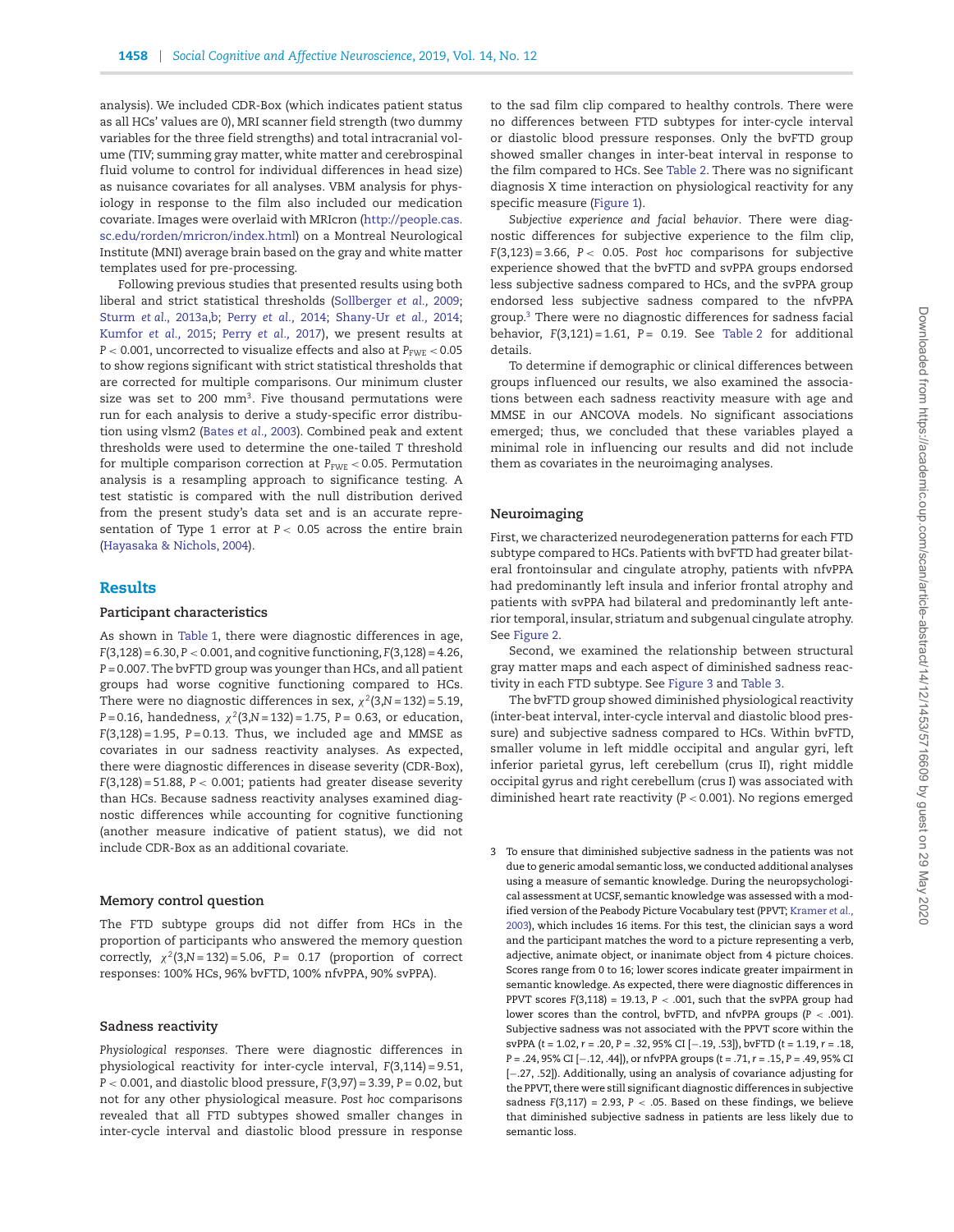analysis). We included CDR-Box (which indicates patient status as all HCs' values are 0), MRI scanner field strength (two dummy variables for the three field strengths) and total intracranial volume (TIV; summing gray matter, white matter and cerebrospinal fluid volume to control for individual differences in head size) as nuisance covariates for all analyses. VBM analysis for physiology in response to the film also included our medication covariate. Images were overlaid with MRIcron (http://people.cas.sc.edu/rorden/mricron/index.html) on a Montreal Neurological Institute (MNI) average brain based on the gray and white matter templates used for pre-processing.

Following previous studies that presented results using both liberal and strict statistical thresholds (Sollberger *et al.*, 2009; Sturm *et al.*, 2013a,b; Perry *et al.*, 2014; Shany-Ur *et al.*, 2014; Kumfor *et al.*, 2015; Perry *et al.*, 2017), we present results at $P < 0.001$, uncorrected to visualize effects and also at $P_{FWE} < 0.05$ to show regions significant with strict statistical thresholds that are corrected for multiple comparisons. Our minimum cluster size was set to 200 mm$^3$. Five thousand permutations were run for each analysis to derive a study-specific error distribution using vlsm2 (Bates *et al.*, 2003). Combined peak and extent thresholds were used to determine the one-tailed $T$ threshold for multiple comparison correction at $P_{FWE} < 0.05$. Permutation analysis is a resampling approach to significance testing. A test statistic is compared with the null distribution derived from the present study's data set and is an accurate representation of Type 1 error at $P < 0.05$ across the entire brain (Hayasaka & Nichols, 2004).

## Results

### Participant characteristics

As shown in Table 1, there were diagnostic differences in age, $F(3,128) = 6.30$, $P < 0.001$, and cognitive functioning, $F(3,128) = 4.26$, $P = 0.007$. The bvFTD group was younger than HCs, and all patient groups had worse cognitive functioning compared to HCs. There were no diagnostic differences in sex, $\chi^2(3,N = 132) = 5.19$, $P = 0.16$, handedness, $\chi^2(3,N = 132) = 1.75$, $P = 0.63$, or education, $F(3,128) = 1.95$, $P = 0.13$. Thus, we included age and MMSE as covariates in our sadness reactivity analyses. As expected, there were diagnostic differences in disease severity (CDR-Box), $F(3,128) = 51.88$, $P < 0.001$; patients had greater disease severity than HCs. Because sadness reactivity analyses examined diagnostic differences while accounting for cognitive functioning (another measure indicative of patient status), we did not include CDR-Box as an additional covariate.

### Memory control question

The FTD subtype groups did not differ from HCs in the proportion of participants who answered the memory question correctly, $\chi^2(3,N = 132) = 5.06$, $P = 0.17$ (proportion of correct responses: 100% HCs, 96% bvFTD, 100% nfvPPA, 90% svPPA).

### Sadness reactivity

*Physiological responses.* There were diagnostic differences in physiological reactivity for inter-cycle interval, $F(3,114) = 9.51$, $P < 0.001$, and diastolic blood pressure, $F(3,97) = 3.39$, $P = 0.02$, but not for any other physiological measure. *Post hoc* comparisons revealed that all FTD subtypes showed smaller changes in inter-cycle interval and diastolic blood pressure in response to the sad film clip compared to healthy controls. There were no differences between FTD subtypes for inter-cycle interval or diastolic blood pressure responses. Only the bvFTD group showed smaller changes in inter-beat interval in response to the film compared to HCs. See Table 2. There was no significant diagnosis X time interaction on physiological reactivity for any specific measure (Figure 1).

*Subjective experience and facial behavior.* There were diagnostic differences for subjective experience to the film clip, $F(3,123) = 3.66$, $P < 0.05$. *Post hoc* comparisons for subjective experience showed that the bvFTD and svPPA groups endorsed less subjective sadness compared to HCs, and the svPPA group endorsed less subjective sadness compared to the nfvPPA group.[3] There were no diagnostic differences for sadness facial behavior, $F(3,121) = 1.61$, $P = 0.19$. See Table 2 for additional details.

To determine if demographic or clinical differences between groups influenced our results, we also examined the associations between each sadness reactivity measure with age and MMSE in our ANCOVA models. No significant associations emerged; thus, we concluded that these variables played a minimal role in influencing our results and did not include them as covariates in the neuroimaging analyses.

### Neuroimaging

First, we characterized neurodegeneration patterns for each FTD subtype compared to HCs. Patients with bvFTD had greater bilateral frontoinsular and cingulate atrophy, patients with nfvPPA had predominantly left insula and inferior frontal atrophy and patients with svPPA had bilateral and predominantly left anterior temporal, insular, striatum and subgenual cingulate atrophy. See Figure 2.

Second, we examined the relationship between structural gray matter maps and each aspect of diminished sadness reactivity in each FTD subtype. See Figure 3 and Table 3.

The bvFTD group showed diminished physiological reactivity (inter-beat interval, inter-cycle interval and diastolic blood pressure) and subjective sadness compared to HCs. Within bvFTD, smaller volume in left middle occipital and angular gyri, left inferior parietal gyrus, left cerebellum (crus II), right middle occipital gyrus and right cerebellum (crus I) was associated with diminished heart rate reactivity ($P < 0.001$). No regions emerged

[3] To ensure that diminished subjective sadness in the patients was not due to generic amodal semantic loss, we conducted additional analyses using a measure of semantic knowledge. During the neuropsychological assessment at UCSF, semantic knowledge was assessed with a modified version of the Peabody Picture Vocabulary test (PPVT; Kramer *et al.*, 2003), which includes 16 items. For this test, the clinician says a word and the participant matches the word to a picture representing a verb, adjective, animate object, or inanimate object from 4 picture choices. Scores range from 0 to 16; lower scores indicate greater impairment in semantic knowledge. As expected, there were diagnostic differences in PPVT scores $F(3,118) = 19.13$, $P < .001$, such that the svPPA group had lower scores than the control, bvFTD, and nfvPPA groups ($P < .001$). Subjective sadness was not associated with the PPVT score within the svPPA ($t = 1.02$, $r = .20$, $P = .32$, 95% CI [−.19, .53]), bvFTD ($t = 1.19$, $r = .18$, $P = .24$, 95% CI [−.12, .44]), or nfvPPA groups ($t = .71$, $r = .15$, $P = .49$, 95% CI [−.27, .52]). Additionally, using an analysis of covariance adjusting for the PPVT, there were still significant diagnostic differences in subjective sadness $F(3,117) = 2.93$, $P < .05$. Based on these findings, we believe that diminished subjective sadness in patients are less likely due to semantic loss.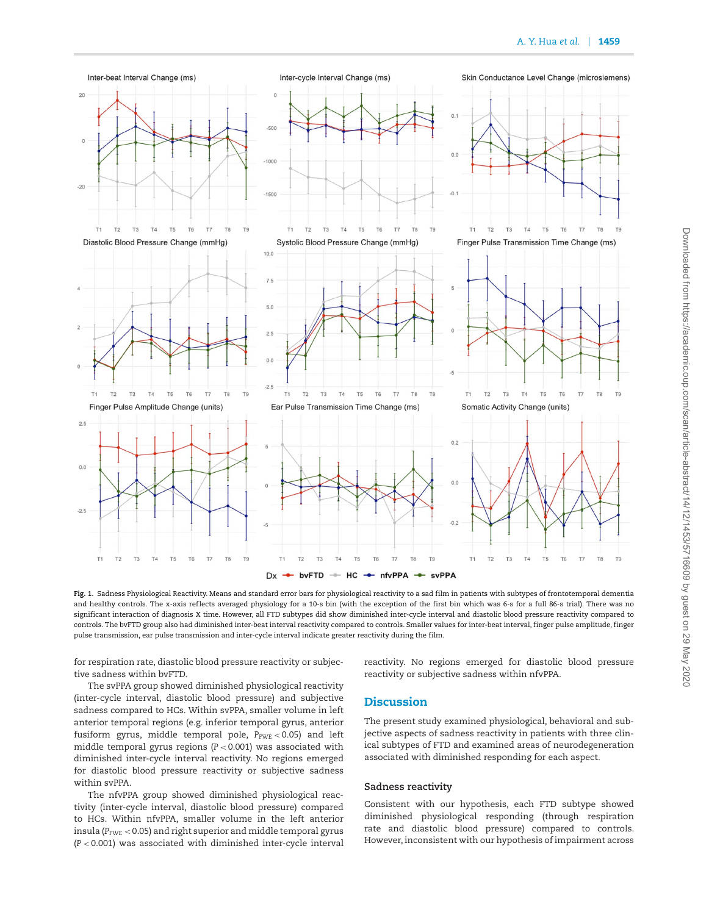**Fig. 1.** Sadness Physiological Reactivity. Means and standard error bars for physiological reactivity to a sad film in patients with subtypes of frontotemporal dementia and healthy controls. The x-axis reflects averaged physiology for a 10-s bin (with the exception of the first bin which was 6-s for a full 86-s trial). There was no significant interaction of diagnosis X time. However, all FTD subtypes did show diminished inter-cycle interval and diastolic blood pressure reactivity compared to controls. The bvFTD group also had diminished inter-beat interval reactivity compared to controls. Smaller values for inter-beat interval, finger pulse amplitude, finger pulse transmission, ear pulse transmission and inter-cycle interval indicate greater reactivity during the film.

for respiration rate, diastolic blood pressure reactivity or subjective sadness within bvFTD.

The svPPA group showed diminished physiological reactivity (inter-cycle interval, diastolic blood pressure) and subjective sadness compared to HCs. Within svPPA, smaller volume in left anterior temporal regions (e.g. inferior temporal gyrus, anterior fusiform gyrus, middle temporal pole, $P_{FWE} < 0.05$) and left middle temporal gyrus regions ($P < 0.001$) was associated with diminished inter-cycle interval reactivity. No regions emerged for diastolic blood pressure reactivity or subjective sadness within svPPA.

The nfvPPA group showed diminished physiological reactivity (inter-cycle interval, diastolic blood pressure) compared to HCs. Within nfvPPA, smaller volume in the left anterior insula ($P_{FWE} < 0.05$) and right superior and middle temporal gyrus ($P < 0.001$) was associated with diminished inter-cycle interval reactivity. No regions emerged for diastolic blood pressure reactivity or subjective sadness within nfvPPA.

## Discussion

The present study examined physiological, behavioral and subjective aspects of sadness reactivity in patients with three clinical subtypes of FTD and examined areas of neurodegeneration associated with diminished responding for each aspect.

### Sadness reactivity

Consistent with our hypothesis, each FTD subtype showed diminished physiological responding (through respiration rate and diastolic blood pressure) compared to controls. However, inconsistent with our hypothesis of impairment across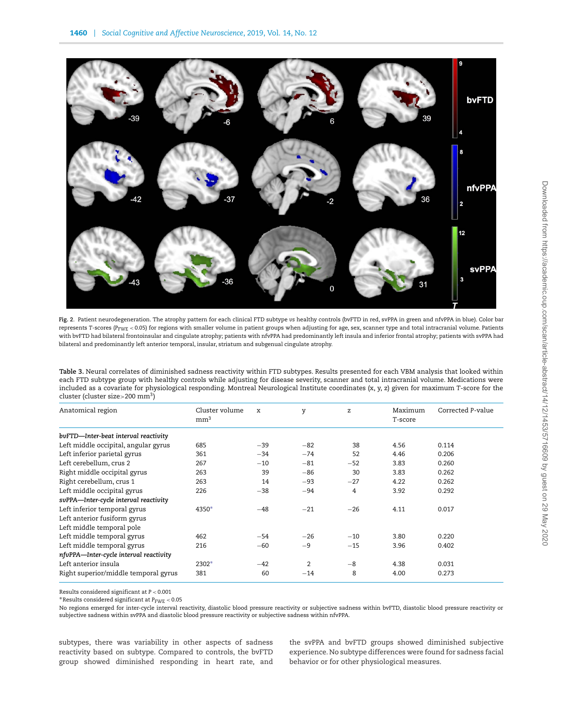Fig. 2. Patient neurodegeneration. The atrophy pattern for each clinical FTD subtype *vs* healthy controls (bvFTD in red, svPPA in green and nfvPPA in blue). Color bar represents *T*-scores ($P_{FWE} < 0.05$) for regions with smaller volume in patient groups when adjusting for age, sex, scanner type and total intracranial volume. Patients with bvFTD had bilateral frontoinsular and cingulate atrophy; patients with nfvPPA had predominantly left insula and inferior frontal atrophy; patients with svPPA had bilateral and predominantly left anterior temporal, insular, striatum and subgenual cingulate atrophy.

**Table 3.** Neural correlates of diminished sadness reactivity within FTD subtypes. Results presented for each VBM analysis that looked within each FTD subtype group with healthy controls while adjusting for disease severity, scanner and total intracranial volume. Medications were included as a covariate for physiological responding. Montreal Neurological Institute coordinates (x, y, z) given for maximum *T*-score for the cluster (cluster size>200 mm$^3$)

| Anatomical region | Cluster volume mm$^3$ | x | y | z | Maximum T-score | Corrected P-value |
|---|---|---|---|---|---|---|
| ***bvFTD—Inter-beat interval reactivity*** | | | | | | |
| Left middle occipital, angular gyrus | 685 | −39 | −82 | 38 | 4.56 | 0.114 |
| Left inferior parietal gyrus | 361 | −34 | −74 | 52 | 4.46 | 0.206 |
| Left cerebellum, crus 2 | 267 | −10 | −81 | −52 | 3.83 | 0.260 |
| Right middle occipital gyrus | 263 | 39 | −86 | 30 | 3.83 | 0.262 |
| Right cerebellum, crus 1 | 263 | 14 | −93 | −27 | 4.22 | 0.262 |
| Left middle occipital gyrus | 226 | −38 | −94 | 4 | 3.92 | 0.292 |
| ***svPPA—Inter-cycle interval reactivity*** | | | | | | |
| Left inferior temporal gyrus | 4350* | −48 | −21 | −26 | 4.11 | 0.017 |
| Left anterior fusiform gyrus | | | | | | |
| Left middle temporal pole | | | | | | |
| Left middle temporal gyrus | 462 | −54 | −26 | −10 | 3.80 | 0.220 |
| Left middle temporal gyrus | 216 | −60 | −9 | −15 | 3.96 | 0.402 |
| ***nfvPPA—Inter-cycle interval reactivity*** | | | | | | |
| Left anterior insula | 2302* | −42 | 2 | −8 | 4.38 | 0.031 |
| Right superior/middle temporal gyrus | 381 | 60 | −14 | 8 | 4.00 | 0.273 |

Results considered significant at $P < 0.001$

*Results considered significant at $P_{FWE} < 0.05$

No regions emerged for inter-cycle interval reactivity, diastolic blood pressure reactivity or subjective sadness within bvFTD, diastolic blood pressure reactivity or subjective sadness within svPPA and diastolic blood pressure reactivity or subjective sadness within nfvPPA.

subtypes, there was variability in other aspects of sadness reactivity based on subtype. Compared to controls, the bvFTD group showed diminished responding in heart rate, and the svPPA and bvFTD groups showed diminished subjective experience. No subtype differences were found for sadness facial behavior or for other physiological measures.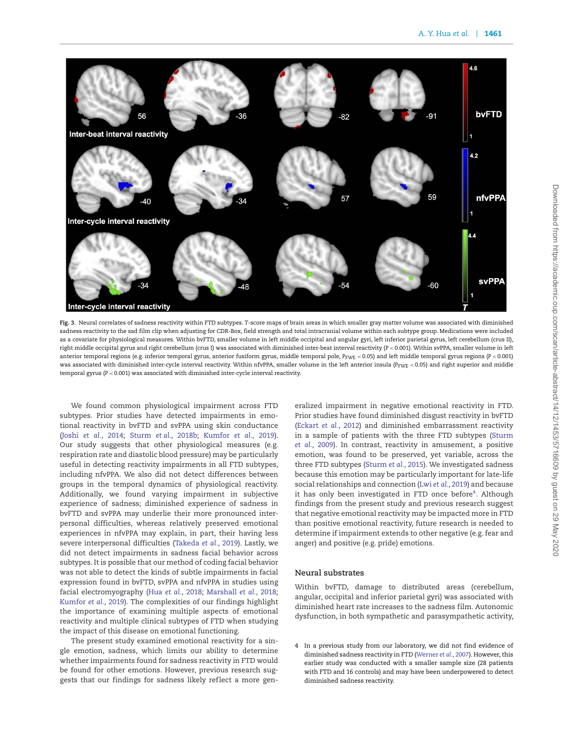Fig. 3. Neural correlates of sadness reactivity within FTD subtypes. *T*-score maps of brain areas in which smaller gray matter volume was associated with diminished sadness reactivity to the sad film clip when adjusting for CDR-Box, field strength and total intracranial volume within each subtype group. Medications were included as a covariate for physiological measures. Within bvFTD, smaller volume in left middle occipital and angular gyri, left inferior parietal gyrus, left cerebellum (crus II), right middle occipital gyrus and right cerebellum (crus I) was associated with diminished inter-beat interval reactivity ($P < 0.001$). Within svPPA, smaller volume in left anterior temporal regions (e.g. inferior temporal gyrus, anterior fusiform gyrus, middle temporal pole, $P_{FWE} < 0.05$) and left middle temporal gyrus regions ($P < 0.001$) was associated with diminished inter-cycle interval reactivity. Within nfvPPA, smaller volume in the left anterior insula ($P_{FWE} < 0.05$) and right superior and middle temporal gyrus ($P < 0.001$) was associated with diminished inter-cycle interval reactivity.

We found common physiological impairment across FTD subtypes. Prior studies have detected impairments in emotional reactivity in bvFTD and svPPA using skin conductance (Joshi *et al.*, 2014; Sturm *et al.*, 2018b; Kumfor *et al.*, 2019). Our study suggests that other physiological measures (e.g. respiration rate and diastolic blood pressure) may be particularly useful in detecting reactivity impairments in all FTD subtypes, including nfvPPA. We also did not detect differences between groups in the temporal dynamics of physiological reactivity. Additionally, we found varying impairment in subjective experience of sadness; diminished experience of sadness in bvFTD and svPPA may underlie their more pronounced interpersonal difficulties, whereas relatively preserved emotional experiences in nfvPPA may explain, in part, their having less severe interpersonal difficulties (Takeda *et al.*, 2019). Lastly, we did not detect impairments in sadness facial behavior across subtypes. It is possible that our method of coding facial behavior was not able to detect the kinds of subtle impairments in facial expression found in bvFTD, svPPA and nfvPPA in studies using facial electromyography (Hua *et al.*, 2018; Marshall *et al.*, 2018; Kumfor *et al.*, 2019). The complexities of our findings highlight the importance of examining multiple aspects of emotional reactivity and multiple clinical subtypes of FTD when studying the impact of this disease on emotional functioning.

The present study examined emotional reactivity for a single emotion, sadness, which limits our ability to determine whether impairments found for sadness reactivity in FTD would be found for other emotions. However, previous research suggests that our findings for sadness likely reflect a more generalized impairment in negative emotional reactivity in FTD. Prior studies have found diminished disgust reactivity in bvFTD (Eckart *et al.*, 2012) and diminished embarrassment reactivity in a sample of patients with the three FTD subtypes (Sturm *et al.*, 2009). In contrast, reactivity in amusement, a positive emotion, was found to be preserved, yet variable, across the three FTD subtypes (Sturm *et al.*, 2015). We investigated sadness because this emotion may be particularly important for late-life social relationships and connection (Lwi *et al.*, 2019) and because it has only been investigated in FTD once before[4]. Although findings from the present study and previous research suggest that negative emotional reactivity may be impacted more in FTD than positive emotional reactivity, future research is needed to determine if impairment extends to other negative (e.g. fear and anger) and positive (e.g. pride) emotions.

## Neural substrates

Within bvFTD, damage to distributed areas (cerebellum, angular, occipital and inferior parietal gyri) was associated with diminished heart rate increases to the sadness film. Autonomic dysfunction, in both sympathetic and parasympathetic activity,

4 In a previous study from our laboratory, we did not find evidence of diminished sadness reactivity in FTD (Werner *et al.*, 2007). However, this earlier study was conducted with a smaller sample size (28 patients with FTD and 16 controls) and may have been underpowered to detect diminished sadness reactivity.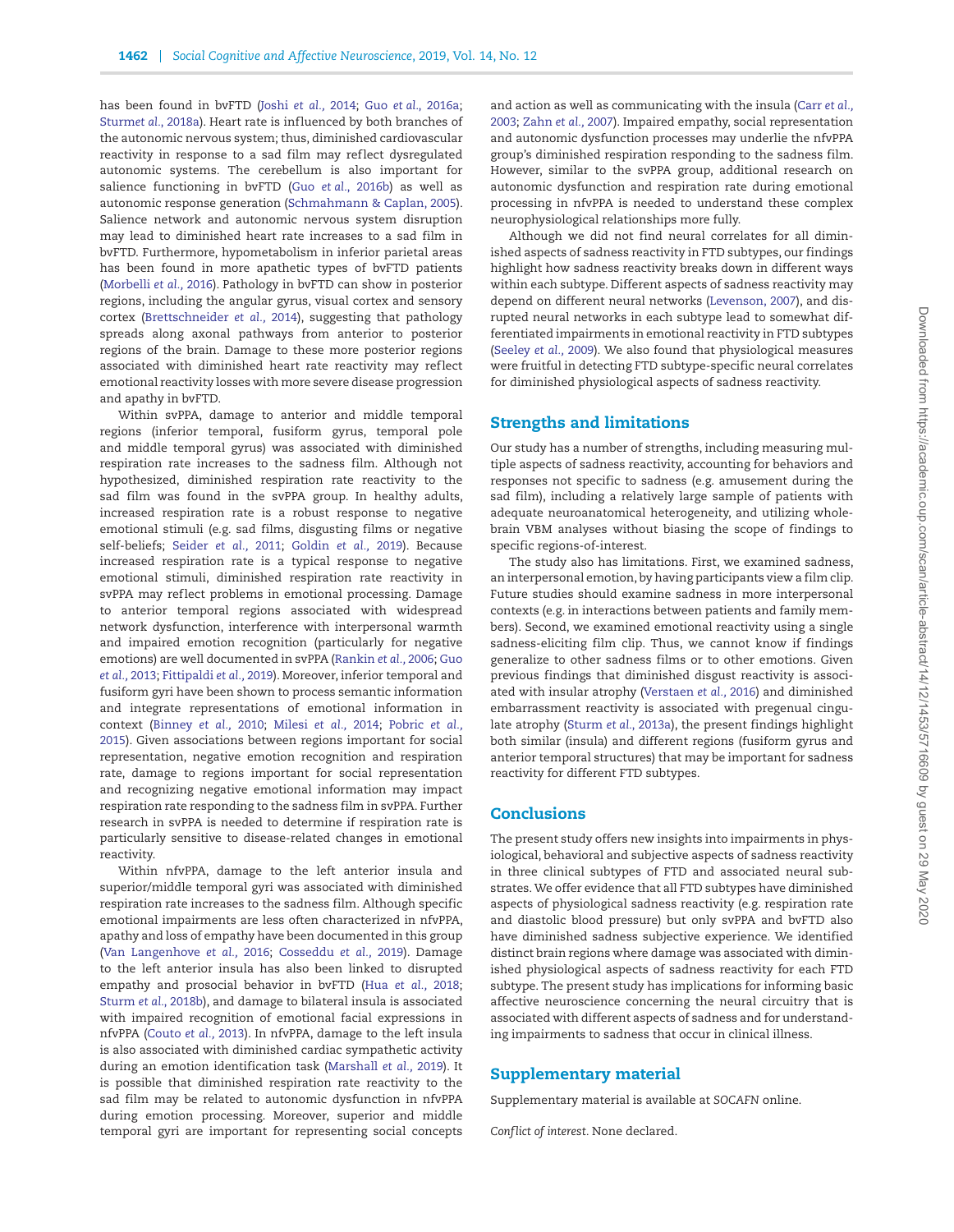has been found in bvFTD (Joshi *et al.*, 2014; Guo *et al.*, 2016a; Sturm*et al.*, 2018a). Heart rate is influenced by both branches of the autonomic nervous system; thus, diminished cardiovascular reactivity in response to a sad film may reflect dysregulated autonomic systems. The cerebellum is also important for salience functioning in bvFTD (Guo *et al.*, 2016b) as well as autonomic response generation (Schmahmann & Caplan, 2005). Salience network and autonomic nervous system disruption may lead to diminished heart rate increases to a sad film in bvFTD. Furthermore, hypometabolism in inferior parietal areas has been found in more apathetic types of bvFTD patients (Morbelli *et al.*, 2016). Pathology in bvFTD can show in posterior regions, including the angular gyrus, visual cortex and sensory cortex (Brettschneider *et al.*, 2014), suggesting that pathology spreads along axonal pathways from anterior to posterior regions of the brain. Damage to these more posterior regions associated with diminished heart rate reactivity may reflect emotional reactivity losses with more severe disease progression and apathy in bvFTD.

Within svPPA, damage to anterior and middle temporal regions (inferior temporal, fusiform gyrus, temporal pole and middle temporal gyrus) was associated with diminished respiration rate increases to the sadness film. Although not hypothesized, diminished respiration rate reactivity to the sad film was found in the svPPA group. In healthy adults, increased respiration rate is a robust response to negative emotional stimuli (e.g. sad films, disgusting films or negative self-beliefs; Seider *et al.*, 2011; Goldin *et al.*, 2019). Because increased respiration rate is a typical response to negative emotional stimuli, diminished respiration rate reactivity in svPPA may reflect problems in emotional processing. Damage to anterior temporal regions associated with widespread network dysfunction, interference with interpersonal warmth and impaired emotion recognition (particularly for negative emotions) are well documented in svPPA (Rankin *et al.*, 2006; Guo *et al.*, 2013; Fittipaldi *et al.*, 2019). Moreover, inferior temporal and fusiform gyri have been shown to process semantic information and integrate representations of emotional information in context (Binney *et al.*, 2010; Milesi *et al.*, 2014; Pobric *et al.*, 2015). Given associations between regions important for social representation, negative emotion recognition and respiration rate, damage to regions important for social representation and recognizing negative emotional information may impact respiration rate responding to the sadness film in svPPA. Further research in svPPA is needed to determine if respiration rate is particularly sensitive to disease-related changes in emotional reactivity.

Within nfvPPA, damage to the left anterior insula and superior/middle temporal gyri was associated with diminished respiration rate increases to the sadness film. Although specific emotional impairments are less often characterized in nfvPPA, apathy and loss of empathy have been documented in this group (Van Langenhove *et al.*, 2016; Cosseddu *et al.*, 2019). Damage to the left anterior insula has also been linked to disrupted empathy and prosocial behavior in bvFTD (Hua *et al.*, 2018; Sturm *et al.*, 2018b), and damage to bilateral insula is associated with impaired recognition of emotional facial expressions in nfvPPA (Couto *et al.*, 2013). In nfvPPA, damage to the left insula is also associated with diminished cardiac sympathetic activity during an emotion identification task (Marshall *et al.*, 2019). It is possible that diminished respiration rate reactivity to the sad film may be related to autonomic dysfunction in nfvPPA during emotion processing. Moreover, superior and middle temporal gyri are important for representing social concepts and action as well as communicating with the insula (Carr *et al.*, 2003; Zahn *et al.*, 2007). Impaired empathy, social representation and autonomic dysfunction processes may underlie the nfvPPA group's diminished respiration responding to the sadness film. However, similar to the svPPA group, additional research on autonomic dysfunction and respiration rate during emotional processing in nfvPPA is needed to understand these complex neurophysiological relationships more fully.

Although we did not find neural correlates for all diminished aspects of sadness reactivity in FTD subtypes, our findings highlight how sadness reactivity breaks down in different ways within each subtype. Different aspects of sadness reactivity may depend on different neural networks (Levenson, 2007), and disrupted neural networks in each subtype lead to somewhat differentiated impairments in emotional reactivity in FTD subtypes (Seeley *et al.*, 2009). We also found that physiological measures were fruitful in detecting FTD subtype-specific neural correlates for diminished physiological aspects of sadness reactivity.

## Strengths and limitations

Our study has a number of strengths, including measuring multiple aspects of sadness reactivity, accounting for behaviors and responses not specific to sadness (e.g. amusement during the sad film), including a relatively large sample of patients with adequate neuroanatomical heterogeneity, and utilizing whole-brain VBM analyses without biasing the scope of findings to specific regions-of-interest.

The study also has limitations. First, we examined sadness, an interpersonal emotion, by having participants view a film clip. Future studies should examine sadness in more interpersonal contexts (e.g. in interactions between patients and family members). Second, we examined emotional reactivity using a single sadness-eliciting film clip. Thus, we cannot know if findings generalize to other sadness films or to other emotions. Given previous findings that diminished disgust reactivity is associated with insular atrophy (Verstaen *et al.*, 2016) and diminished embarrassment reactivity is associated with pregenual cingulate atrophy (Sturm *et al.*, 2013a), the present findings highlight both similar (insula) and different regions (fusiform gyrus and anterior temporal structures) that may be important for sadness reactivity for different FTD subtypes.

## Conclusions

The present study offers new insights into impairments in physiological, behavioral and subjective aspects of sadness reactivity in three clinical subtypes of FTD and associated neural substrates. We offer evidence that all FTD subtypes have diminished aspects of physiological sadness reactivity (e.g. respiration rate and diastolic blood pressure) but only svPPA and bvFTD also have diminished sadness subjective experience. We identified distinct brain regions where damage was associated with diminished physiological aspects of sadness reactivity for each FTD subtype. The present study has implications for informing basic affective neuroscience concerning the neural circuitry that is associated with different aspects of sadness and for understanding impairments to sadness that occur in clinical illness.

## Supplementary material

Supplementary material is available at *SOCAFN* online.

*Conflict of interest*. None declared.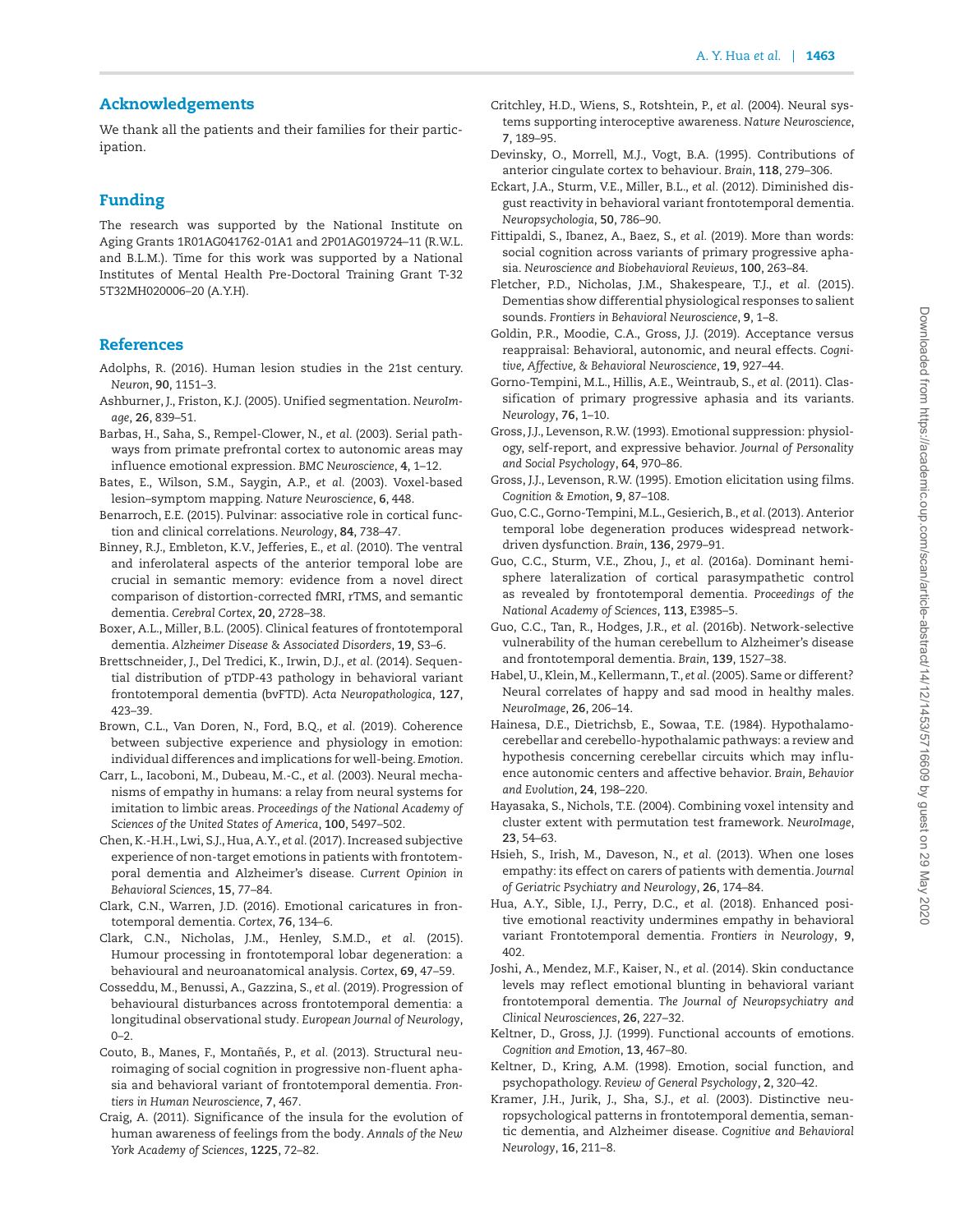## Acknowledgements

We thank all the patients and their families for their participation.

## Funding

The research was supported by the National Institute on Aging Grants 1R01AG041762-01A1 and 2P01AG019724–11 (R.W.L. and B.L.M.). Time for this work was supported by a National Institutes of Mental Health Pre-Doctoral Training Grant T-32 5T32MH020006–20 (A.Y.H).

## References

Adolphs, R. (2016). Human lesion studies in the 21st century. *Neuron*, **90**, 1151–3.

Ashburner, J., Friston, K.J. (2005). Unified segmentation. *NeuroImage*, **26**, 839–51.

Barbas, H., Saha, S., Rempel-Clower, N., *et al.* (2003). Serial pathways from primate prefrontal cortex to autonomic areas may influence emotional expression. *BMC Neuroscience*, **4**, 1–12.

Bates, E., Wilson, S.M., Saygin, A.P., *et al.* (2003). Voxel-based lesion–symptom mapping. *Nature Neuroscience*, **6**, 448.

Benarroch, E.E. (2015). Pulvinar: associative role in cortical function and clinical correlations. *Neurology*, **84**, 738–47.

Binney, R.J., Embleton, K.V., Jefferies, E., *et al.* (2010). The ventral and inferolateral aspects of the anterior temporal lobe are crucial in semantic memory: evidence from a novel direct comparison of distortion-corrected fMRI, rTMS, and semantic dementia. *Cerebral Cortex*, **20**, 2728–38.

Boxer, A.L., Miller, B.L. (2005). Clinical features of frontotemporal dementia. *Alzheimer Disease & Associated Disorders*, **19**, S3–6.

Brettschneider, J., Del Tredici, K., Irwin, D.J., *et al.* (2014). Sequential distribution of pTDP-43 pathology in behavioral variant frontotemporal dementia (bvFTD). *Acta Neuropathologica*, **127**, 423–39.

Brown, C.L., Van Doren, N., Ford, B.Q., *et al.* (2019). Coherence between subjective experience and physiology in emotion: individual differences and implications for well-being. *Emotion*.

Carr, L., Iacoboni, M., Dubeau, M.-C., *et al.* (2003). Neural mechanisms of empathy in humans: a relay from neural systems for imitation to limbic areas. *Proceedings of the National Academy of Sciences of the United States of America*, **100**, 5497–502.

Chen, K.-H.H., Lwi, S.J., Hua, A.Y., *et al.* (2017). Increased subjective experience of non-target emotions in patients with frontotemporal dementia and Alzheimer's disease. *Current Opinion in Behavioral Sciences*, **15**, 77–84.

Clark, C.N., Warren, J.D. (2016). Emotional caricatures in frontotemporal dementia. *Cortex*, **76**, 134–6.

Clark, C.N., Nicholas, J.M., Henley, S.M.D., *et al.* (2015). Humour processing in frontotemporal lobar degeneration: a behavioural and neuroanatomical analysis. *Cortex*, **69**, 47–59.

Cosseddu, M., Benussi, A., Gazzina, S., *et al.* (2019). Progression of behavioural disturbances across frontotemporal dementia: a longitudinal observational study. *European Journal of Neurology*, 0–2.

Couto, B., Manes, F., Montañés, P., *et al.* (2013). Structural neuroimaging of social cognition in progressive non-fluent aphasia and behavioral variant of frontotemporal dementia. *Frontiers in Human Neuroscience*, **7**, 467.

Craig, A. (2011). Significance of the insula for the evolution of human awareness of feelings from the body. *Annals of the New York Academy of Sciences*, **1225**, 72–82.

Critchley, H.D., Wiens, S., Rotshtein, P., *et al.* (2004). Neural systems supporting interoceptive awareness. *Nature Neuroscience*, **7**, 189–95.

Devinsky, O., Morrell, M.J., Vogt, B.A. (1995). Contributions of anterior cingulate cortex to behaviour. *Brain*, **118**, 279–306.

Eckart, J.A., Sturm, V.E., Miller, B.L., *et al.* (2012). Diminished disgust reactivity in behavioral variant frontotemporal dementia. *Neuropsychologia*, **50**, 786–90.

Fittipaldi, S., Ibanez, A., Baez, S., *et al.* (2019). More than words: social cognition across variants of primary progressive aphasia. *Neuroscience and Biobehavioral Reviews*, **100**, 263–84.

Fletcher, P.D., Nicholas, J.M., Shakespeare, T.J., *et al.* (2015). Dementias show differential physiological responses to salient sounds. *Frontiers in Behavioral Neuroscience*, **9**, 1–8.

Goldin, P.R., Moodie, C.A., Gross, J.J. (2019). Acceptance versus reappraisal: Behavioral, autonomic, and neural effects. *Cognitive, Affective, & Behavioral Neuroscience*, **19**, 927–44.

Gorno-Tempini, M.L., Hillis, A.E., Weintraub, S., *et al.* (2011). Classification of primary progressive aphasia and its variants. *Neurology*, **76**, 1–10.

Gross, J.J., Levenson, R.W. (1993). Emotional suppression: physiology, self-report, and expressive behavior. *Journal of Personality and Social Psychology*, **64**, 970–86.

Gross, J.J., Levenson, R.W. (1995). Emotion elicitation using films. *Cognition & Emotion*, **9**, 87–108.

Guo, C.C., Gorno-Tempini, M.L., Gesierich, B., *et al.* (2013). Anterior temporal lobe degeneration produces widespread network-driven dysfunction. *Brain*, **136**, 2979–91.

Guo, C.C., Sturm, V.E., Zhou, J., *et al.* (2016a). Dominant hemisphere lateralization of cortical parasympathetic control as revealed by frontotemporal dementia. *Proceedings of the National Academy of Sciences*, **113**, E3985–5.

Guo, C.C., Tan, R., Hodges, J.R., *et al.* (2016b). Network-selective vulnerability of the human cerebellum to Alzheimer's disease and frontotemporal dementia. *Brain*, **139**, 1527–38.

Habel, U., Klein, M., Kellermann, T., *et al.* (2005). Same or different? Neural correlates of happy and sad mood in healthy males. *NeuroImage*, **26**, 206–14.

Hainesa, D.E., Dietrichsb, E., Sowaa, T.E. (1984). Hypothalamo-cerebellar and cerebello-hypothalamic pathways: a review and hypothesis concerning cerebellar circuits which may influence autonomic centers and affective behavior. *Brain, Behavior and Evolution*, **24**, 198–220.

Hayasaka, S., Nichols, T.E. (2004). Combining voxel intensity and cluster extent with permutation test framework. *NeuroImage*, **23**, 54–63.

Hsieh, S., Irish, M., Daveson, N., *et al.* (2013). When one loses empathy: its effect on carers of patients with dementia. *Journal of Geriatric Psychiatry and Neurology*, **26**, 174–84.

Hua, A.Y., Sible, I.J., Perry, D.C., *et al.* (2018). Enhanced positive emotional reactivity undermines empathy in behavioral variant Frontotemporal dementia. *Frontiers in Neurology*, **9**, 402.

Joshi, A., Mendez, M.F., Kaiser, N., *et al.* (2014). Skin conductance levels may reflect emotional blunting in behavioral variant frontotemporal dementia. *The Journal of Neuropsychiatry and Clinical Neurosciences*, **26**, 227–32.

Keltner, D., Gross, J.J. (1999). Functional accounts of emotions. *Cognition and Emotion*, **13**, 467–80.

Keltner, D., Kring, A.M. (1998). Emotion, social function, and psychopathology. *Review of General Psychology*, **2**, 320–42.

Kramer, J.H., Jurik, J., Sha, S.J., *et al.* (2003). Distinctive neuropsychological patterns in frontotemporal dementia, semantic dementia, and Alzheimer disease. *Cognitive and Behavioral Neurology*, **16**, 211–8.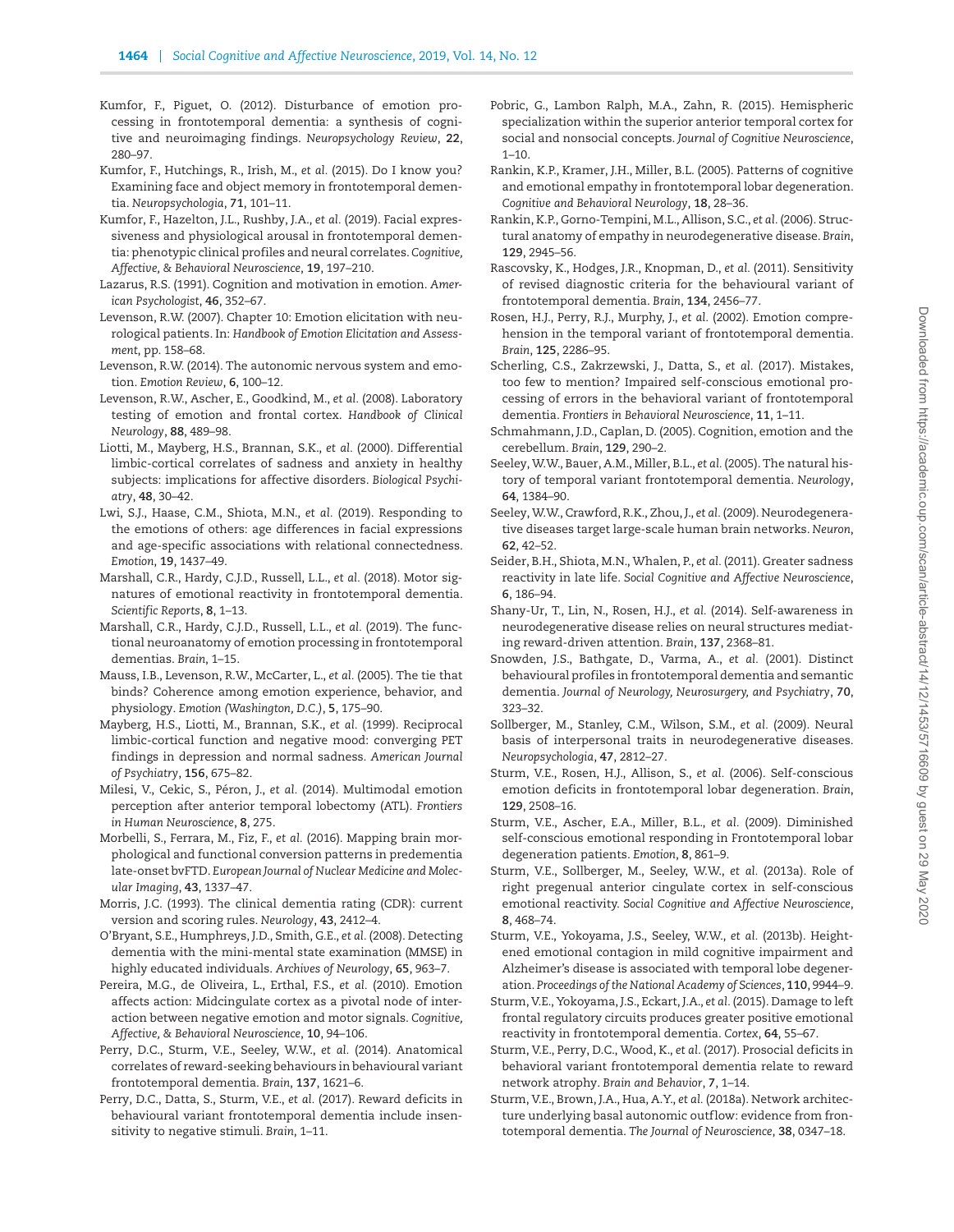Kumfor, F., Piguet, O. (2012). Disturbance of emotion processing in frontotemporal dementia: a synthesis of cognitive and neuroimaging findings. *Neuropsychology Review*, **22**, 280–97.

Kumfor, F., Hutchings, R., Irish, M., *et al.* (2015). Do I know you? Examining face and object memory in frontotemporal dementia. *Neuropsychologia*, **71**, 101–11.

Kumfor, F., Hazelton, J.L., Rushby, J.A., *et al.* (2019). Facial expressiveness and physiological arousal in frontotemporal dementia: phenotypic clinical profiles and neural correlates. *Cognitive, Affective, & Behavioral Neuroscience*, **19**, 197–210.

Lazarus, R.S. (1991). Cognition and motivation in emotion. *American Psychologist*, **46**, 352–67.

Levenson, R.W. (2007). Chapter 10: Emotion elicitation with neurological patients. In: *Handbook of Emotion Elicitation and Assessment*, pp. 158–68.

Levenson, R.W. (2014). The autonomic nervous system and emotion. *Emotion Review*, **6**, 100–12.

Levenson, R.W., Ascher, E., Goodkind, M., *et al.* (2008). Laboratory testing of emotion and frontal cortex. *Handbook of Clinical Neurology*, **88**, 489–98.

Liotti, M., Mayberg, H.S., Brannan, S.K., *et al.* (2000). Differential limbic-cortical correlates of sadness and anxiety in healthy subjects: implications for affective disorders. *Biological Psychiatry*, **48**, 30–42.

Lwi, S.J., Haase, C.M., Shiota, M.N., *et al.* (2019). Responding to the emotions of others: age differences in facial expressions and age-specific associations with relational connectedness. *Emotion*, **19**, 1437–49.

Marshall, C.R., Hardy, C.J.D., Russell, L.L., *et al.* (2018). Motor signatures of emotional reactivity in frontotemporal dementia. *Scientific Reports*, **8**, 1–13.

Marshall, C.R., Hardy, C.J.D., Russell, L.L., *et al.* (2019). The functional neuroanatomy of emotion processing in frontotemporal dementias. *Brain*, 1–15.

Mauss, I.B., Levenson, R.W., McCarter, L., *et al.* (2005). The tie that binds? Coherence among emotion experience, behavior, and physiology. *Emotion (Washington, D.C.)*, **5**, 175–90.

Mayberg, H.S., Liotti, M., Brannan, S.K., *et al.* (1999). Reciprocal limbic-cortical function and negative mood: converging PET findings in depression and normal sadness. *American Journal of Psychiatry*, **156**, 675–82.

Milesi, V., Cekic, S., Péron, J., *et al.* (2014). Multimodal emotion perception after anterior temporal lobectomy (ATL). *Frontiers in Human Neuroscience*, **8**, 275.

Morbelli, S., Ferrara, M., Fiz, F., *et al.* (2016). Mapping brain morphological and functional conversion patterns in predementia late-onset bvFTD. *European Journal of Nuclear Medicine and Molecular Imaging*, **43**, 1337–47.

Morris, J.C. (1993). The clinical dementia rating (CDR): current version and scoring rules. *Neurology*, **43**, 2412–4.

O'Bryant, S.E., Humphreys, J.D., Smith, G.E., *et al.* (2008). Detecting dementia with the mini-mental state examination (MMSE) in highly educated individuals. *Archives of Neurology*, **65**, 963–7.

Pereira, M.G., de Oliveira, L., Erthal, F.S., *et al.* (2010). Emotion affects action: Midcingulate cortex as a pivotal node of interaction between negative emotion and motor signals. *Cognitive, Affective, & Behavioral Neuroscience*, **10**, 94–106.

Perry, D.C., Sturm, V.E., Seeley, W.W., *et al.* (2014). Anatomical correlates of reward-seeking behaviours in behavioural variant frontotemporal dementia. *Brain*, **137**, 1621–6.

Perry, D.C., Datta, S., Sturm, V.E., *et al.* (2017). Reward deficits in behavioural variant frontotemporal dementia include insensitivity to negative stimuli. *Brain*, 1–11.

Pobric, G., Lambon Ralph, M.A., Zahn, R. (2015). Hemispheric specialization within the superior anterior temporal cortex for social and nonsocial concepts. *Journal of Cognitive Neuroscience*, 1–10.

Rankin, K.P., Kramer, J.H., Miller, B.L. (2005). Patterns of cognitive and emotional empathy in frontotemporal lobar degeneration. *Cognitive and Behavioral Neurology*, **18**, 28–36.

Rankin, K.P., Gorno-Tempini, M.L., Allison, S.C., *et al.* (2006). Structural anatomy of empathy in neurodegenerative disease. *Brain*, **129**, 2945–56.

Rascovsky, K., Hodges, J.R., Knopman, D., *et al.* (2011). Sensitivity of revised diagnostic criteria for the behavioural variant of frontotemporal dementia. *Brain*, **134**, 2456–77.

Rosen, H.J., Perry, R.J., Murphy, J., *et al.* (2002). Emotion comprehension in the temporal variant of frontotemporal dementia. *Brain*, **125**, 2286–95.

Scherling, C.S., Zakrzewski, J., Datta, S., *et al.* (2017). Mistakes, too few to mention? Impaired self-conscious emotional processing of errors in the behavioral variant of frontotemporal dementia. *Frontiers in Behavioral Neuroscience*, **11**, 1–11.

Schmahmann, J.D., Caplan, D. (2005). Cognition, emotion and the cerebellum. *Brain*, **129**, 290–2.

Seeley, W.W., Bauer, A.M., Miller, B.L., *et al.* (2005). The natural history of temporal variant frontotemporal dementia. *Neurology*, **64**, 1384–90.

Seeley, W.W., Crawford, R.K., Zhou, J., *et al.* (2009). Neurodegenerative diseases target large-scale human brain networks. *Neuron*, **62**, 42–52.

Seider, B.H., Shiota, M.N., Whalen, P., *et al.* (2011). Greater sadness reactivity in late life. *Social Cognitive and Affective Neuroscience*, **6**, 186–94.

Shany-Ur, T., Lin, N., Rosen, H.J., *et al.* (2014). Self-awareness in neurodegenerative disease relies on neural structures mediating reward-driven attention. *Brain*, **137**, 2368–81.

Snowden, J.S., Bathgate, D., Varma, A., *et al.* (2001). Distinct behavioural profiles in frontotemporal dementia and semantic dementia. *Journal of Neurology, Neurosurgery, and Psychiatry*, **70**, 323–32.

Sollberger, M., Stanley, C.M., Wilson, S.M., *et al.* (2009). Neural basis of interpersonal traits in neurodegenerative diseases. *Neuropsychologia*, **47**, 2812–27.

Sturm, V.E., Rosen, H.J., Allison, S., *et al.* (2006). Self-conscious emotion deficits in frontotemporal lobar degeneration. *Brain*, **129**, 2508–16.

Sturm, V.E., Ascher, E.A., Miller, B.L., *et al.* (2009). Diminished self-conscious emotional responding in Frontotemporal lobar degeneration patients. *Emotion*, **8**, 861–9.

Sturm, V.E., Sollberger, M., Seeley, W.W., *et al.* (2013a). Role of right pregenual anterior cingulate cortex in self-conscious emotional reactivity. *Social Cognitive and Affective Neuroscience*, **8**, 468–74.

Sturm, V.E., Yokoyama, J.S., Seeley, W.W., *et al.* (2013b). Heightened emotional contagion in mild cognitive impairment and Alzheimer's disease is associated with temporal lobe degeneration. *Proceedings of the National Academy of Sciences*, **110**, 9944–9.

Sturm, V.E., Yokoyama, J.S., Eckart, J.A., *et al.* (2015). Damage to left frontal regulatory circuits produces greater positive emotional reactivity in frontotemporal dementia. *Cortex*, **64**, 55–67.

Sturm, V.E., Perry, D.C., Wood, K., *et al.* (2017). Prosocial deficits in behavioral variant frontotemporal dementia relate to reward network atrophy. *Brain and Behavior*, **7**, 1–14.

Sturm, V.E., Brown, J.A., Hua, A.Y., *et al.* (2018a). Network architecture underlying basal autonomic outflow: evidence from frontotemporal dementia. *The Journal of Neuroscience*, **38**, 0347–18.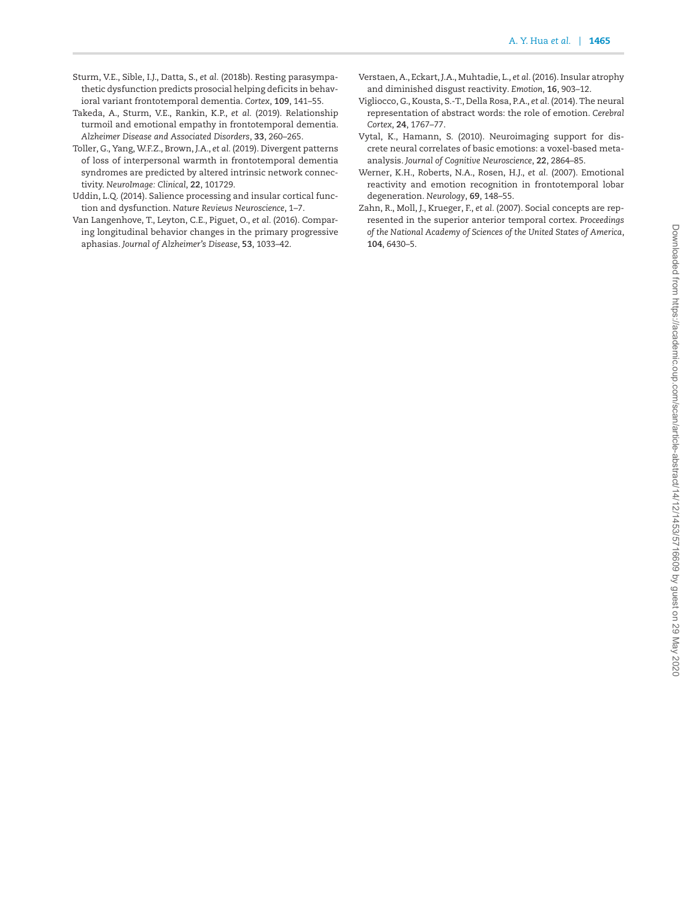Sturm, V.E., Sible, I.J., Datta, S., *et al.* (2018b). Resting parasympathetic dysfunction predicts prosocial helping deficits in behavioral variant frontotemporal dementia. *Cortex*, **109**, 141–55.

Takeda, A., Sturm, V.E., Rankin, K.P., *et al.* (2019). Relationship turmoil and emotional empathy in frontotemporal dementia. *Alzheimer Disease and Associated Disorders*, **33**, 260–265.

Toller, G., Yang, W.F.Z., Brown, J.A., *et al.* (2019). Divergent patterns of loss of interpersonal warmth in frontotemporal dementia syndromes are predicted by altered intrinsic network connectivity. *NeuroImage: Clinical*, **22**, 101729.

Uddin, L.Q. (2014). Salience processing and insular cortical function and dysfunction. *Nature Reviews Neuroscience*, 1–7.

Van Langenhove, T., Leyton, C.E., Piguet, O., *et al.* (2016). Comparing longitudinal behavior changes in the primary progressive aphasias. *Journal of Alzheimer's Disease*, **53**, 1033–42.

Verstaen, A., Eckart, J.A., Muhtadie, L., *et al.* (2016). Insular atrophy and diminished disgust reactivity. *Emotion*, **16**, 903–12.

Vigliocco, G., Kousta, S.-T., Della Rosa, P.A., *et al.* (2014). The neural representation of abstract words: the role of emotion. *Cerebral Cortex*, **24**, 1767–77.

Vytal, K., Hamann, S. (2010). Neuroimaging support for discrete neural correlates of basic emotions: a voxel-based meta-analysis. *Journal of Cognitive Neuroscience*, **22**, 2864–85.

Werner, K.H., Roberts, N.A., Rosen, H.J., *et al.* (2007). Emotional reactivity and emotion recognition in frontotemporal lobar degeneration. *Neurology*, **69**, 148–55.

Zahn, R., Moll, J., Krueger, F., *et al.* (2007). Social concepts are represented in the superior anterior temporal cortex. *Proceedings of the National Academy of Sciences of the United States of America*, **104**, 6430–5.